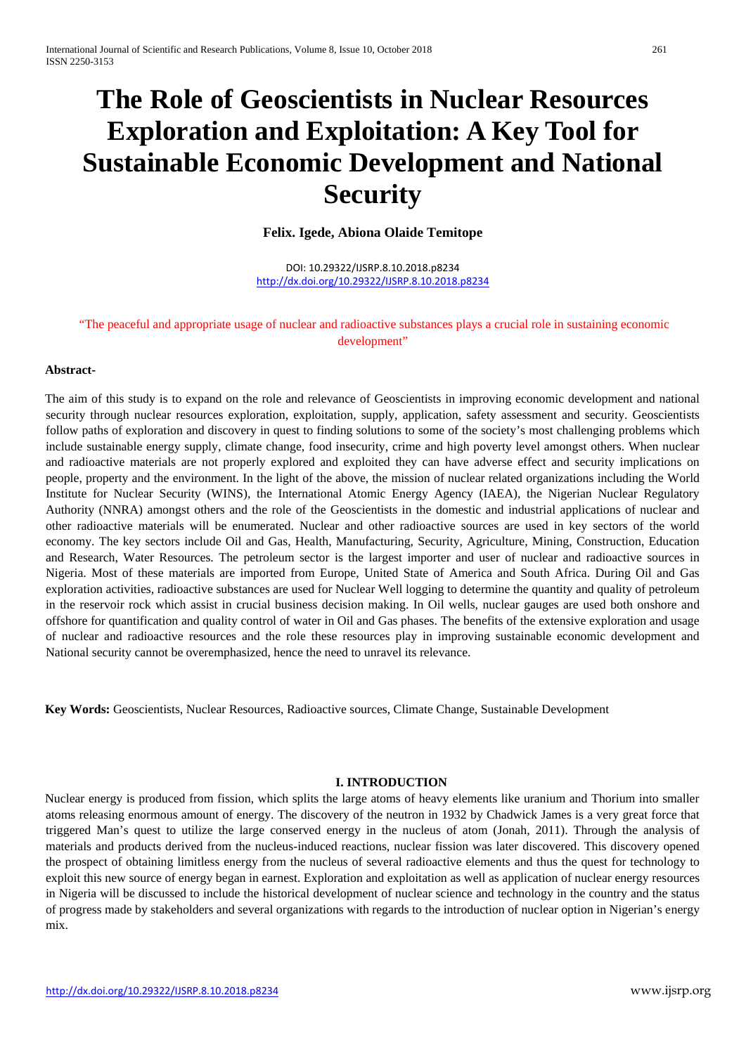# The Role of Geoscientists in Nuclear Resources Exploration and Exploitation: A Key Tool for Sustainable Economic Development and National Security

**Felix. Igede, Abiona Olaide Temitope**

DOI: 10.29322/IJSRP.8.10.2018.p8234
http://dx.doi.org/10.29322/IJSRP.8.10.2018.p8234

"The peaceful and appropriate usage of nuclear and radioactive substances plays a crucial role in sustaining economic development"

**Abstract-**

The aim of this study is to expand on the role and relevance of Geoscientists in improving economic development and national security through nuclear resources exploration, exploitation, supply, application, safety assessment and security. Geoscientists follow paths of exploration and discovery in quest to finding solutions to some of the society's most challenging problems which include sustainable energy supply, climate change, food insecurity, crime and high poverty level amongst others. When nuclear and radioactive materials are not properly explored and exploited they can have adverse effect and security implications on people, property and the environment. In the light of the above, the mission of nuclear related organizations including the World Institute for Nuclear Security (WINS), the International Atomic Energy Agency (IAEA), the Nigerian Nuclear Regulatory Authority (NNRA) amongst others and the role of the Geoscientists in the domestic and industrial applications of nuclear and other radioactive materials will be enumerated. Nuclear and other radioactive sources are used in key sectors of the world economy. The key sectors include Oil and Gas, Health, Manufacturing, Security, Agriculture, Mining, Construction, Education and Research, Water Resources. The petroleum sector is the largest importer and user of nuclear and radioactive sources in Nigeria. Most of these materials are imported from Europe, United State of America and South Africa. During Oil and Gas exploration activities, radioactive substances are used for Nuclear Well logging to determine the quantity and quality of petroleum in the reservoir rock which assist in crucial business decision making. In Oil wells, nuclear gauges are used both onshore and offshore for quantification and quality control of water in Oil and Gas phases. The benefits of the extensive exploration and usage of nuclear and radioactive resources and the role these resources play in improving sustainable economic development and National security cannot be overemphasized, hence the need to unravel its relevance.

**Key Words:** Geoscientists, Nuclear Resources, Radioactive sources, Climate Change, Sustainable Development

## I. INTRODUCTION

Nuclear energy is produced from fission, which splits the large atoms of heavy elements like uranium and Thorium into smaller atoms releasing enormous amount of energy. The discovery of the neutron in 1932 by Chadwick James is a very great force that triggered Man's quest to utilize the large conserved energy in the nucleus of atom (Jonah, 2011). Through the analysis of materials and products derived from the nucleus-induced reactions, nuclear fission was later discovered. This discovery opened the prospect of obtaining limitless energy from the nucleus of several radioactive elements and thus the quest for technology to exploit this new source of energy began in earnest. Exploration and exploitation as well as application of nuclear energy resources in Nigeria will be discussed to include the historical development of nuclear science and technology in the country and the status of progress made by stakeholders and several organizations with regards to the introduction of nuclear option in Nigerian's energy mix.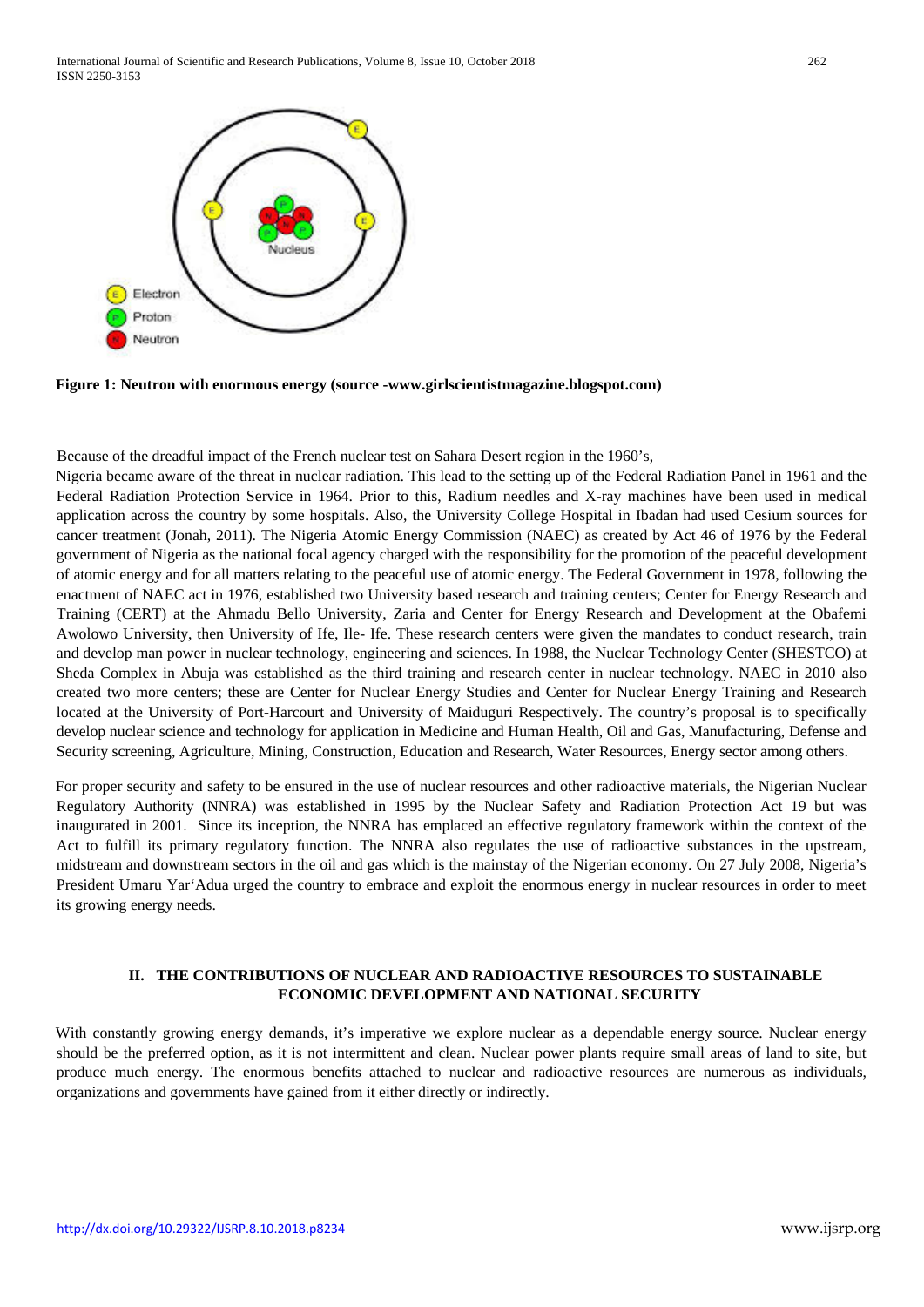**Figure 1: Neutron with enormous energy (source -www.girlscientistmagazine.blogspot.com)**

Because of the dreadful impact of the French nuclear test on Sahara Desert region in the 1960's,
Nigeria became aware of the threat in nuclear radiation. This lead to the setting up of the Federal Radiation Panel in 1961 and the Federal Radiation Protection Service in 1964. Prior to this, Radium needles and X-ray machines have been used in medical application across the country by some hospitals. Also, the University College Hospital in Ibadan had used Cesium sources for cancer treatment (Jonah, 2011). The Nigeria Atomic Energy Commission (NAEC) as created by Act 46 of 1976 by the Federal government of Nigeria as the national focal agency charged with the responsibility for the promotion of the peaceful development of atomic energy and for all matters relating to the peaceful use of atomic energy. The Federal Government in 1978, following the enactment of NAEC act in 1976, established two University based research and training centers; Center for Energy Research and Training (CERT) at the Ahmadu Bello University, Zaria and Center for Energy Research and Development at the Obafemi Awolowo University, then University of Ife, Ile- Ife. These research centers were given the mandates to conduct research, train and develop man power in nuclear technology, engineering and sciences. In 1988, the Nuclear Technology Center (SHESTCO) at Sheda Complex in Abuja was established as the third training and research center in nuclear technology. NAEC in 2010 also created two more centers; these are Center for Nuclear Energy Studies and Center for Nuclear Energy Training and Research located at the University of Port-Harcourt and University of Maiduguri Respectively. The country's proposal is to specifically develop nuclear science and technology for application in Medicine and Human Health, Oil and Gas, Manufacturing, Defense and Security screening, Agriculture, Mining, Construction, Education and Research, Water Resources, Energy sector among others.

For proper security and safety to be ensured in the use of nuclear resources and other radioactive materials, the Nigerian Nuclear Regulatory Authority (NNRA) was established in 1995 by the Nuclear Safety and Radiation Protection Act 19 but was inaugurated in 2001. Since its inception, the NNRA has emplaced an effective regulatory framework within the context of the Act to fulfill its primary regulatory function. The NNRA also regulates the use of radioactive substances in the upstream, midstream and downstream sectors in the oil and gas which is the mainstay of the Nigerian economy. On 27 July 2008, Nigeria's President Umaru Yar'Adua urged the country to embrace and exploit the enormous energy in nuclear resources in order to meet its growing energy needs.

## II. THE CONTRIBUTIONS OF NUCLEAR AND RADIOACTIVE RESOURCES TO SUSTAINABLE ECONOMIC DEVELOPMENT AND NATIONAL SECURITY

With constantly growing energy demands, it's imperative we explore nuclear as a dependable energy source. Nuclear energy should be the preferred option, as it is not intermittent and clean. Nuclear power plants require small areas of land to site, but produce much energy. The enormous benefits attached to nuclear and radioactive resources are numerous as individuals, organizations and governments have gained from it either directly or indirectly.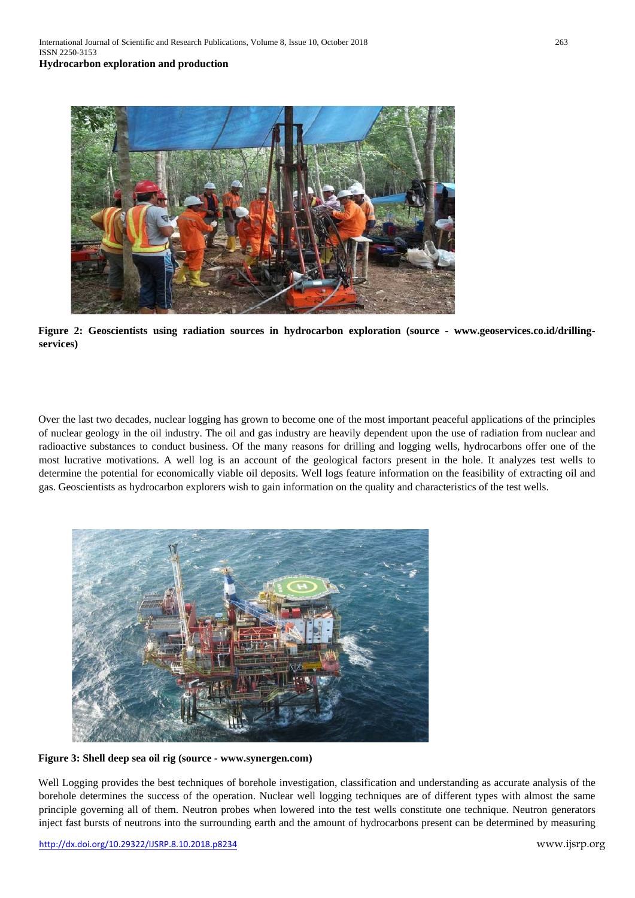**Hydrocarbon exploration and production**

**Figure 2: Geoscientists using radiation sources in hydrocarbon exploration (source - www.geoservices.co.id/drilling-services)**

Over the last two decades, nuclear logging has grown to become one of the most important peaceful applications of the principles of nuclear geology in the oil industry. The oil and gas industry are heavily dependent upon the use of radiation from nuclear and radioactive substances to conduct business. Of the many reasons for drilling and logging wells, hydrocarbons offer one of the most lucrative motivations. A well log is an account of the geological factors present in the hole. It analyzes test wells to determine the potential for economically viable oil deposits. Well logs feature information on the feasibility of extracting oil and gas. Geoscientists as hydrocarbon explorers wish to gain information on the quality and characteristics of the test wells.

**Figure 3: Shell deep sea oil rig (source - www.synergen.com)**

Well Logging provides the best techniques of borehole investigation, classification and understanding as accurate analysis of the borehole determines the success of the operation. Nuclear well logging techniques are of different types with almost the same principle governing all of them. Neutron probes when lowered into the test wells constitute one technique. Neutron generators inject fast bursts of neutrons into the surrounding earth and the amount of hydrocarbons present can be determined by measuring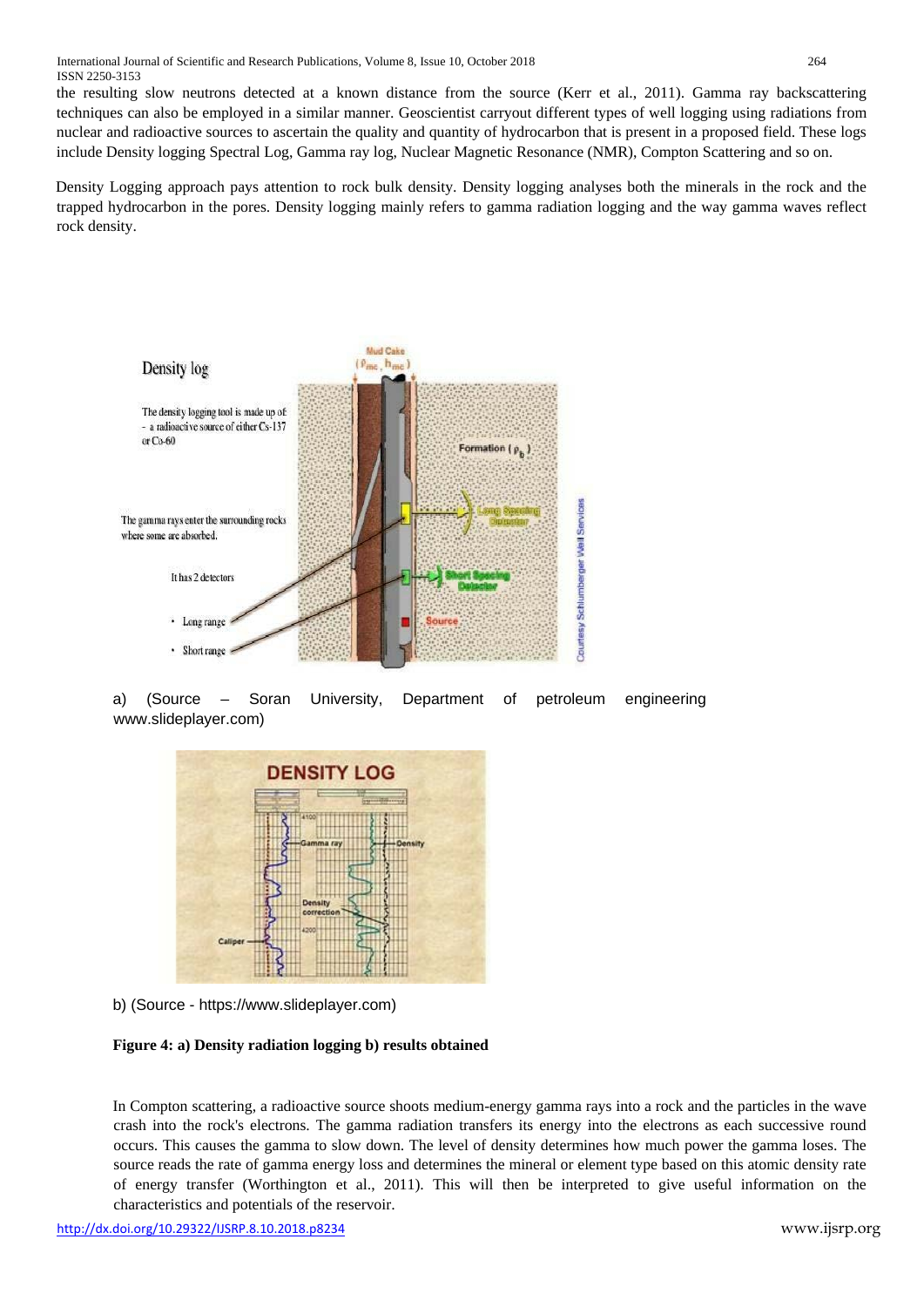the resulting slow neutrons detected at a known distance from the source (Kerr et al., 2011). Gamma ray backscattering techniques can also be employed in a similar manner. Geoscientist carryout different types of well logging using radiations from nuclear and radioactive sources to ascertain the quality and quantity of hydrocarbon that is present in a proposed field. These logs include Density logging Spectral Log, Gamma ray log, Nuclear Magnetic Resonance (NMR), Compton Scattering and so on.

Density Logging approach pays attention to rock bulk density. Density logging analyses both the minerals in the rock and the trapped hydrocarbon in the pores. Density logging mainly refers to gamma radiation logging and the way gamma waves reflect rock density.

a) (Source – Soran University, Department of petroleum engineering www.slideplayer.com)

b) (Source - https://www.slideplayer.com)

**Figure 4: a) Density radiation logging b) results obtained**

In Compton scattering, a radioactive source shoots medium-energy gamma rays into a rock and the particles in the wave crash into the rock's electrons. The gamma radiation transfers its energy into the electrons as each successive round occurs. This causes the gamma to slow down. The level of density determines how much power the gamma loses. The source reads the rate of gamma energy loss and determines the mineral or element type based on this atomic density rate of energy transfer (Worthington et al., 2011). This will then be interpreted to give useful information on the characteristics and potentials of the reservoir.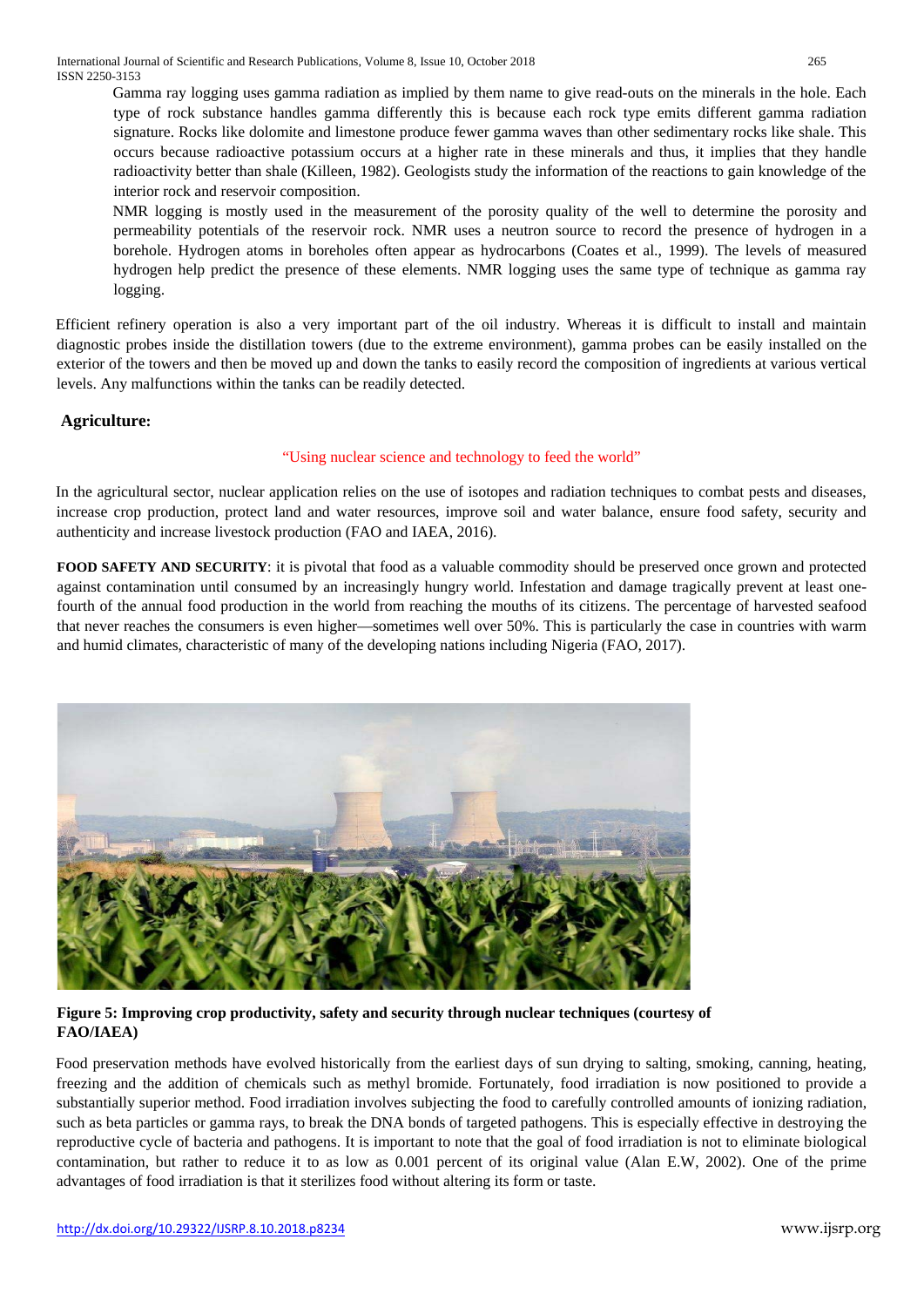Gamma ray logging uses gamma radiation as implied by them name to give read-outs on the minerals in the hole. Each type of rock substance handles gamma differently this is because each rock type emits different gamma radiation signature. Rocks like dolomite and limestone produce fewer gamma waves than other sedimentary rocks like shale. This occurs because radioactive potassium occurs at a higher rate in these minerals and thus, it implies that they handle radioactivity better than shale (Killeen, 1982). Geologists study the information of the reactions to gain knowledge of the interior rock and reservoir composition.

NMR logging is mostly used in the measurement of the porosity quality of the well to determine the porosity and permeability potentials of the reservoir rock. NMR uses a neutron source to record the presence of hydrogen in a borehole. Hydrogen atoms in boreholes often appear as hydrocarbons (Coates et al., 1999). The levels of measured hydrogen help predict the presence of these elements. NMR logging uses the same type of technique as gamma ray logging.

Efficient refinery operation is also a very important part of the oil industry. Whereas it is difficult to install and maintain diagnostic probes inside the distillation towers (due to the extreme environment), gamma probes can be easily installed on the exterior of the towers and then be moved up and down the tanks to easily record the composition of ingredients at various vertical levels. Any malfunctions within the tanks can be readily detected.

## Agriculture:

"Using nuclear science and technology to feed the world"

In the agricultural sector, nuclear application relies on the use of isotopes and radiation techniques to combat pests and diseases, increase crop production, protect land and water resources, improve soil and water balance, ensure food safety, security and authenticity and increase livestock production (FAO and IAEA, 2016).

**FOOD SAFETY AND SECURITY**: it is pivotal that food as a valuable commodity should be preserved once grown and protected against contamination until consumed by an increasingly hungry world. Infestation and damage tragically prevent at least one-fourth of the annual food production in the world from reaching the mouths of its citizens. The percentage of harvested seafood that never reaches the consumers is even higher—sometimes well over 50%. This is particularly the case in countries with warm and humid climates, characteristic of many of the developing nations including Nigeria (FAO, 2017).

**Figure 5: Improving crop productivity, safety and security through nuclear techniques (courtesy of FAO/IAEA)**

Food preservation methods have evolved historically from the earliest days of sun drying to salting, smoking, canning, heating, freezing and the addition of chemicals such as methyl bromide. Fortunately, food irradiation is now positioned to provide a substantially superior method. Food irradiation involves subjecting the food to carefully controlled amounts of ionizing radiation, such as beta particles or gamma rays, to break the DNA bonds of targeted pathogens. This is especially effective in destroying the reproductive cycle of bacteria and pathogens. It is important to note that the goal of food irradiation is not to eliminate biological contamination, but rather to reduce it to as low as 0.001 percent of its original value (Alan E.W, 2002). One of the prime advantages of food irradiation is that it sterilizes food without altering its form or taste.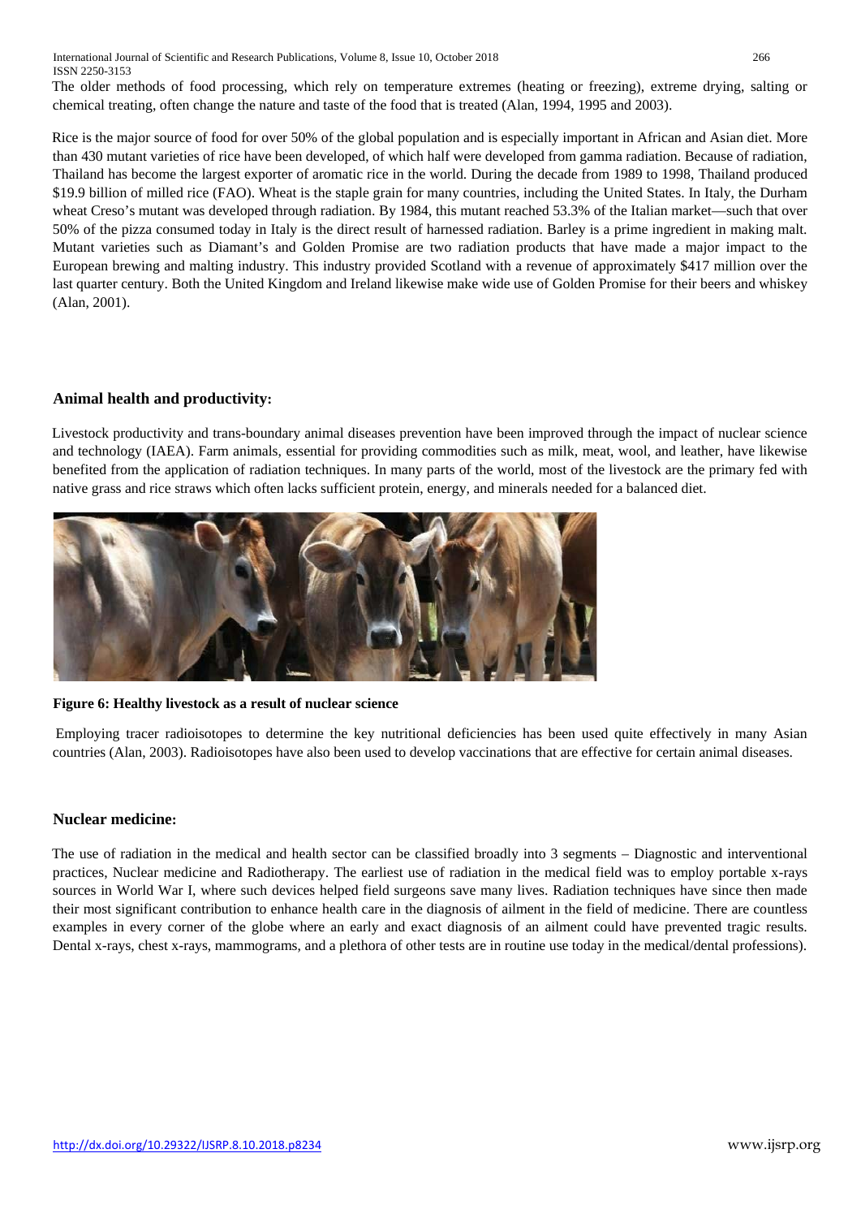The older methods of food processing, which rely on temperature extremes (heating or freezing), extreme drying, salting or chemical treating, often change the nature and taste of the food that is treated (Alan, 1994, 1995 and 2003).

Rice is the major source of food for over 50% of the global population and is especially important in African and Asian diet. More than 430 mutant varieties of rice have been developed, of which half were developed from gamma radiation. Because of radiation, Thailand has become the largest exporter of aromatic rice in the world. During the decade from 1989 to 1998, Thailand produced $19.9 billion of milled rice (FAO). Wheat is the staple grain for many countries, including the United States. In Italy, the Durham wheat Creso's mutant was developed through radiation. By 1984, this mutant reached 53.3% of the Italian market—such that over 50% of the pizza consumed today in Italy is the direct result of harnessed radiation. Barley is a prime ingredient in making malt. Mutant varieties such as Diamant's and Golden Promise are two radiation products that have made a major impact to the European brewing and malting industry. This industry provided Scotland with a revenue of approximately $417 million over the last quarter century. Both the United Kingdom and Ireland likewise make wide use of Golden Promise for their beers and whiskey (Alan, 2001).

## Animal health and productivity:

Livestock productivity and trans-boundary animal diseases prevention have been improved through the impact of nuclear science and technology (IAEA). Farm animals, essential for providing commodities such as milk, meat, wool, and leather, have likewise benefited from the application of radiation techniques. In many parts of the world, most of the livestock are the primary fed with native grass and rice straws which often lacks sufficient protein, energy, and minerals needed for a balanced diet.

**Figure 6: Healthy livestock as a result of nuclear science**

Employing tracer radioisotopes to determine the key nutritional deficiencies has been used quite effectively in many Asian countries (Alan, 2003). Radioisotopes have also been used to develop vaccinations that are effective for certain animal diseases.

## Nuclear medicine:

The use of radiation in the medical and health sector can be classified broadly into 3 segments – Diagnostic and interventional practices, Nuclear medicine and Radiotherapy. The earliest use of radiation in the medical field was to employ portable x-rays sources in World War I, where such devices helped field surgeons save many lives. Radiation techniques have since then made their most significant contribution to enhance health care in the diagnosis of ailment in the field of medicine. There are countless examples in every corner of the globe where an early and exact diagnosis of an ailment could have prevented tragic results. Dental x-rays, chest x-rays, mammograms, and a plethora of other tests are in routine use today in the medical/dental professions).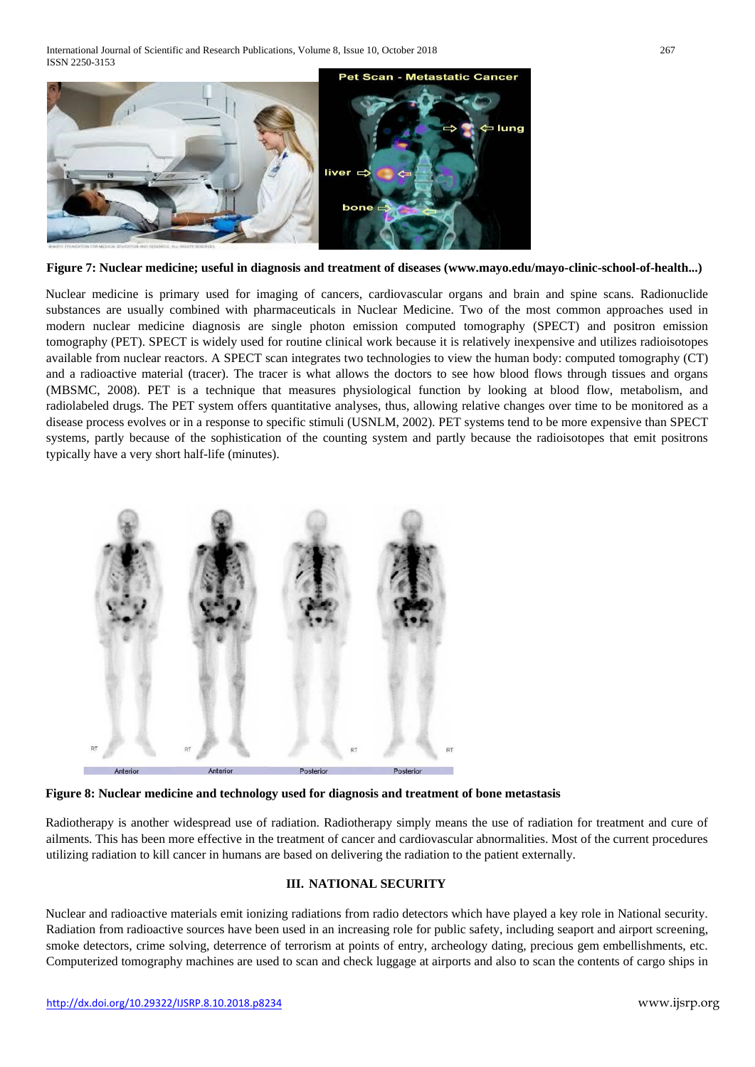**Figure 7: Nuclear medicine; useful in diagnosis and treatment of diseases (www.mayo.edu/mayo-clinic-school-of-health...)**

Nuclear medicine is primary used for imaging of cancers, cardiovascular organs and brain and spine scans. Radionuclide substances are usually combined with pharmaceuticals in Nuclear Medicine. Two of the most common approaches used in modern nuclear medicine diagnosis are single photon emission computed tomography (SPECT) and positron emission tomography (PET). SPECT is widely used for routine clinical work because it is relatively inexpensive and utilizes radioisotopes available from nuclear reactors. A SPECT scan integrates two technologies to view the human body: computed tomography (CT) and a radioactive material (tracer). The tracer is what allows the doctors to see how blood flows through tissues and organs (MBSMC, 2008). PET is a technique that measures physiological function by looking at blood flow, metabolism, and radiolabeled drugs. The PET system offers quantitative analyses, thus, allowing relative changes over time to be monitored as a disease process evolves or in a response to specific stimuli (USNLM, 2002). PET systems tend to be more expensive than SPECT systems, partly because of the sophistication of the counting system and partly because the radioisotopes that emit positrons typically have a very short half-life (minutes).

**Figure 8: Nuclear medicine and technology used for diagnosis and treatment of bone metastasis**

Radiotherapy is another widespread use of radiation. Radiotherapy simply means the use of radiation for treatment and cure of ailments. This has been more effective in the treatment of cancer and cardiovascular abnormalities. Most of the current procedures utilizing radiation to kill cancer in humans are based on delivering the radiation to the patient externally.

## III. NATIONAL SECURITY

Nuclear and radioactive materials emit ionizing radiations from radio detectors which have played a key role in National security. Radiation from radioactive sources have been used in an increasing role for public safety, including seaport and airport screening, smoke detectors, crime solving, deterrence of terrorism at points of entry, archeology dating, precious gem embellishments, etc. Computerized tomography machines are used to scan and check luggage at airports and also to scan the contents of cargo ships in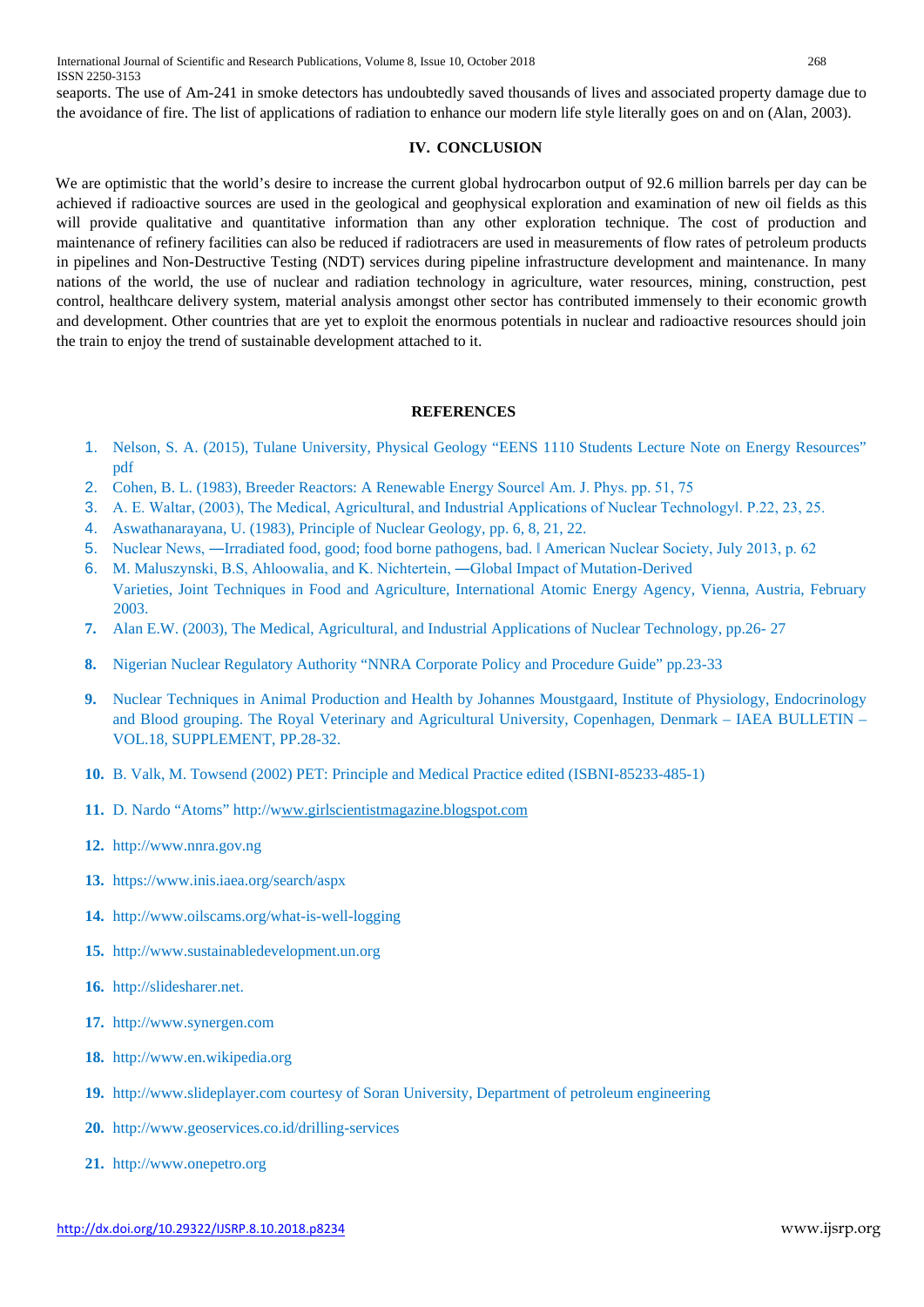seaports. The use of Am-241 in smoke detectors has undoubtedly saved thousands of lives and associated property damage due to the avoidance of fire. The list of applications of radiation to enhance our modern life style literally goes on and on (Alan, 2003).

## IV. CONCLUSION

We are optimistic that the world's desire to increase the current global hydrocarbon output of 92.6 million barrels per day can be achieved if radioactive sources are used in the geological and geophysical exploration and examination of new oil fields as this will provide qualitative and quantitative information than any other exploration technique. The cost of production and maintenance of refinery facilities can also be reduced if radiotracers are used in measurements of flow rates of petroleum products in pipelines and Non-Destructive Testing (NDT) services during pipeline infrastructure development and maintenance. In many nations of the world, the use of nuclear and radiation technology in agriculture, water resources, mining, construction, pest control, healthcare delivery system, material analysis amongst other sector has contributed immensely to their economic growth and development. Other countries that are yet to exploit the enormous potentials in nuclear and radioactive resources should join the train to enjoy the trend of sustainable development attached to it.

## REFERENCES

1. Nelson, S. A. (2015), Tulane University, Physical Geology "EENS 1110 Students Lecture Note on Energy Resources" pdf
2. Cohen, B. L. (1983), Breeder Reactors: A Renewable Energy Source‖ Am. J. Phys. pp. 51, 75
3. A. E. Waltar, (2003), The Medical, Agricultural, and Industrial Applications of Nuclear Technology‖. P.22, 23, 25.
4. Aswathanarayana, U. (1983), Principle of Nuclear Geology, pp. 6, 8, 21, 22.
5. Nuclear News, ―Irradiated food, good; food borne pathogens, bad. ‖ American Nuclear Society, July 2013, p. 62
6. M. Maluszynski, B.S, Ahloowalia, and K. Nichtertein, ―Global Impact of Mutation-Derived Varieties, Joint Techniques in Food and Agriculture, International Atomic Energy Agency, Vienna, Austria, February 2003.
7. Alan E.W. (2003), The Medical, Agricultural, and Industrial Applications of Nuclear Technology, pp.26- 27
8. Nigerian Nuclear Regulatory Authority "NNRA Corporate Policy and Procedure Guide" pp.23-33
9. Nuclear Techniques in Animal Production and Health by Johannes Moustgaard, Institute of Physiology, Endocrinology and Blood grouping. The Royal Veterinary and Agricultural University, Copenhagen, Denmark – IAEA BULLETIN – VOL.18, SUPPLEMENT, PP.28-32.
10. B. Valk, M. Towsend (2002) PET: Principle and Medical Practice edited (ISBNI-85233-485-1)
11. D. Nardo "Atoms" http://www.girlscientistmagazine.blogspot.com
12. http://www.nnra.gov.ng
13. https://www.inis.iaea.org/search/aspx
14. http://www.oilscams.org/what-is-well-logging
15. http://www.sustainabledevelopment.un.org
16. http://slidesharer.net.
17. http://www.synergen.com
18. http://www.en.wikipedia.org
19. http://www.slideplayer.com courtesy of Soran University, Department of petroleum engineering
20. http://www.geoservices.co.id/drilling-services
21. http://www.onepetro.org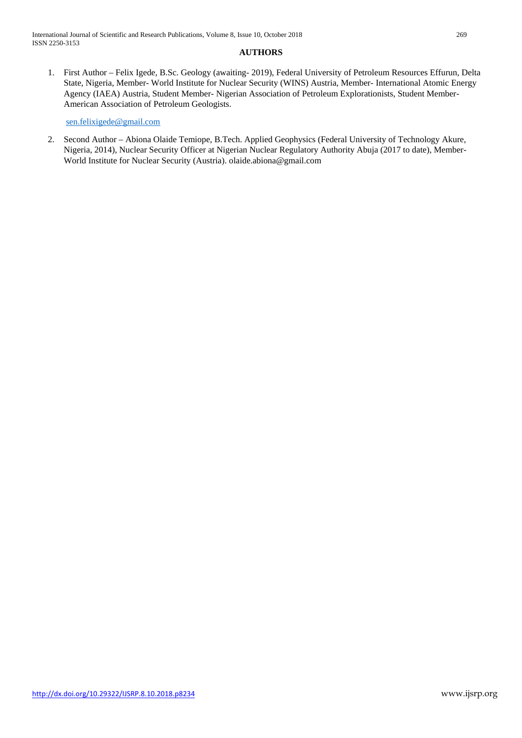## AUTHORS

1. First Author – Felix Igede, B.Sc. Geology (awaiting- 2019), Federal University of Petroleum Resources Effurun, Delta State, Nigeria, Member- World Institute for Nuclear Security (WINS) Austria, Member- International Atomic Energy Agency (IAEA) Austria, Student Member- Nigerian Association of Petroleum Explorationists, Student Member- American Association of Petroleum Geologists.

   sen.felixigede@gmail.com

2. Second Author – Abiona Olaide Temiope, B.Tech. Applied Geophysics (Federal University of Technology Akure, Nigeria, 2014), Nuclear Security Officer at Nigerian Nuclear Regulatory Authority Abuja (2017 to date), Member- World Institute for Nuclear Security (Austria). olaide.abiona@gmail.com